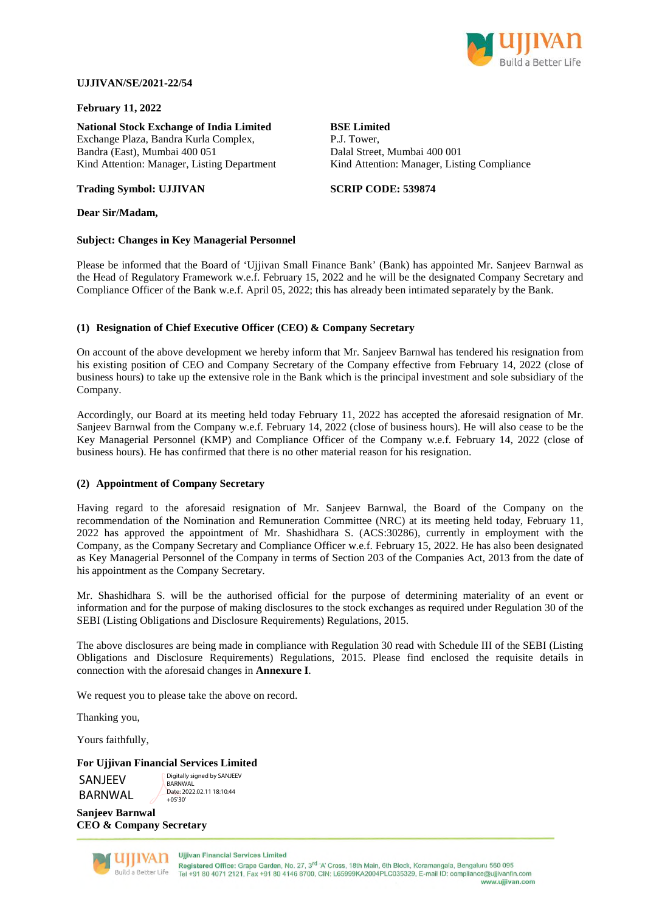**UJJIVAN/SE/2021-22/54**

**February 11, 2022**

**National Stock Exchange of India Limited**
Exchange Plaza, Bandra Kurla Complex,
Bandra (East), Mumbai 400 051
Kind Attention: Manager, Listing Department

**Trading Symbol: UJJIVAN**

**BSE Limited**
P.J. Tower,
Dalal Street, Mumbai 400 001
Kind Attention: Manager, Listing Compliance

**SCRIP CODE: 539874**

**Dear Sir/Madam,**

**Subject: Changes in Key Managerial Personnel**

Please be informed that the Board of 'Ujjivan Small Finance Bank' (Bank) has appointed Mr. Sanjeev Barnwal as the Head of Regulatory Framework w.e.f. February 15, 2022 and he will be the designated Company Secretary and Compliance Officer of the Bank w.e.f. April 05, 2022; this has already been intimated separately by the Bank.

**(1) Resignation of Chief Executive Officer (CEO) & Company Secretary**

On account of the above development we hereby inform that Mr. Sanjeev Barnwal has tendered his resignation from his existing position of CEO and Company Secretary of the Company effective from February 14, 2022 (close of business hours) to take up the extensive role in the Bank which is the principal investment and sole subsidiary of the Company.

Accordingly, our Board at its meeting held today February 11, 2022 has accepted the aforesaid resignation of Mr. Sanjeev Barnwal from the Company w.e.f. February 14, 2022 (close of business hours). He will also cease to be the Key Managerial Personnel (KMP) and Compliance Officer of the Company w.e.f. February 14, 2022 (close of business hours). He has confirmed that there is no other material reason for his resignation.

**(2) Appointment of Company Secretary**

Having regard to the aforesaid resignation of Mr. Sanjeev Barnwal, the Board of the Company on the recommendation of the Nomination and Remuneration Committee (NRC) at its meeting held today, February 11, 2022 has approved the appointment of Mr. Shashidhara S. (ACS:30286), currently in employment with the Company, as the Company Secretary and Compliance Officer w.e.f. February 15, 2022. He has also been designated as Key Managerial Personnel of the Company in terms of Section 203 of the Companies Act, 2013 from the date of his appointment as the Company Secretary.

Mr. Shashidhara S. will be the authorised official for the purpose of determining materiality of an event or information and for the purpose of making disclosures to the stock exchanges as required under Regulation 30 of the SEBI (Listing Obligations and Disclosure Requirements) Regulations, 2015.

The above disclosures are being made in compliance with Regulation 30 read with Schedule III of the SEBI (Listing Obligations and Disclosure Requirements) Regulations, 2015. Please find enclosed the requisite details in connection with the aforesaid changes in **Annexure I**.

We request you to please take the above on record.

Thanking you,

Yours faithfully,

**For Ujjivan Financial Services Limited**

SANJEEV BARNWAL — Digitally signed by SANJEEV BARNWAL Date: 2022.02.11 18:10:44 +05'30'

**Sanjeev Barnwal**
**CEO & Company Secretary**

Ujjivan Financial Services Limited
Registered Office: Grape Garden, No. 27, 3rd 'A' Cross, 18th Main, 6th Block, Koramangala, Bengaluru 560 095
Tel +91 80 4071 2121, Fax +91 80 4146 8700, CIN: L65999KA2004PLC035329, E-mail ID: compliance@ujjivanfin.com
www.ujjivan.com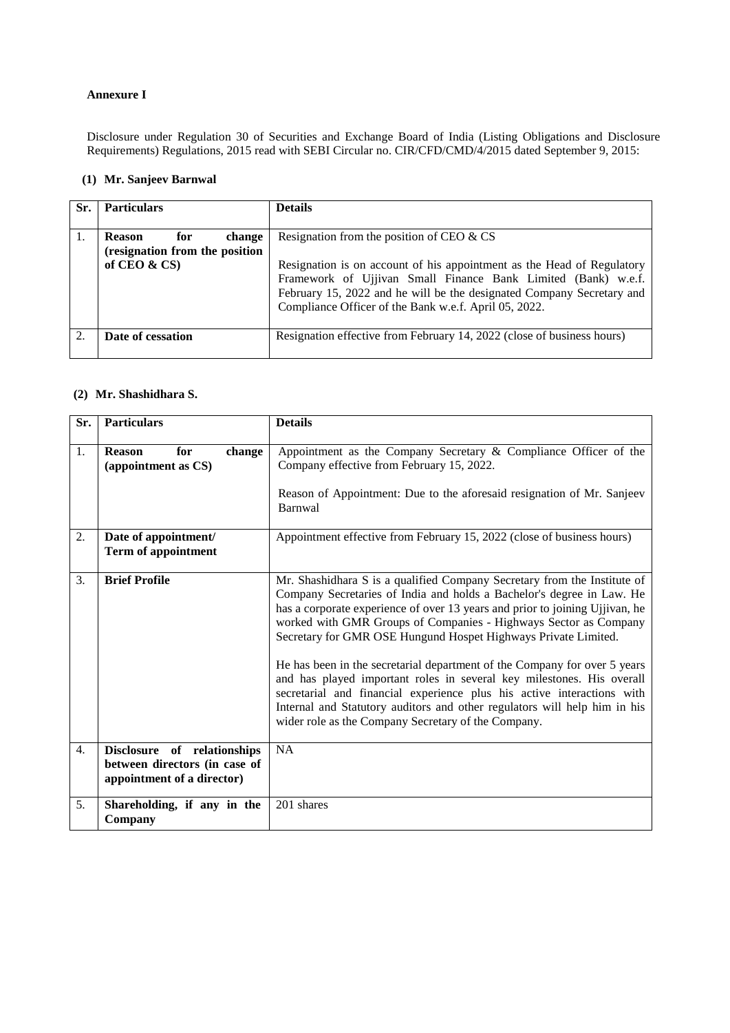**Annexure I**

Disclosure under Regulation 30 of Securities and Exchange Board of India (Listing Obligations and Disclosure Requirements) Regulations, 2015 read with SEBI Circular no. CIR/CFD/CMD/4/2015 dated September 9, 2015:

**(1) Mr. Sanjeev Barnwal**

| Sr. | Particulars | Details |
|---|---|---|
| 1. | **Reason for change (resignation from the position of CEO & CS)** | Resignation from the position of CEO & CS<br><br>Resignation is on account of his appointment as the Head of Regulatory Framework of Ujjivan Small Finance Bank Limited (Bank) w.e.f. February 15, 2022 and he will be the designated Company Secretary and Compliance Officer of the Bank w.e.f. April 05, 2022. |
| 2. | **Date of cessation** | Resignation effective from February 14, 2022 (close of business hours) |

**(2) Mr. Shashidhara S.**

| Sr. | Particulars | Details |
|---|---|---|
| 1. | **Reason for change (appointment as CS)** | Appointment as the Company Secretary & Compliance Officer of the Company effective from February 15, 2022.<br><br>Reason of Appointment: Due to the aforesaid resignation of Mr. Sanjeev Barnwal |
| 2. | **Date of appointment/ Term of appointment** | Appointment effective from February 15, 2022 (close of business hours) |
| 3. | **Brief Profile** | Mr. Shashidhara S is a qualified Company Secretary from the Institute of Company Secretaries of India and holds a Bachelor's degree in Law. He has a corporate experience of over 13 years and prior to joining Ujjivan, he worked with GMR Groups of Companies - Highways Sector as Company Secretary for GMR OSE Hungund Hospet Highways Private Limited.<br><br>He has been in the secretarial department of the Company for over 5 years and has played important roles in several key milestones. His overall secretarial and financial experience plus his active interactions with Internal and Statutory auditors and other regulators will help him in his wider role as the Company Secretary of the Company. |
| 4. | **Disclosure of relationships between directors (in case of appointment of a director)** | NA |
| 5. | **Shareholding, if any in the Company** | 201 shares |